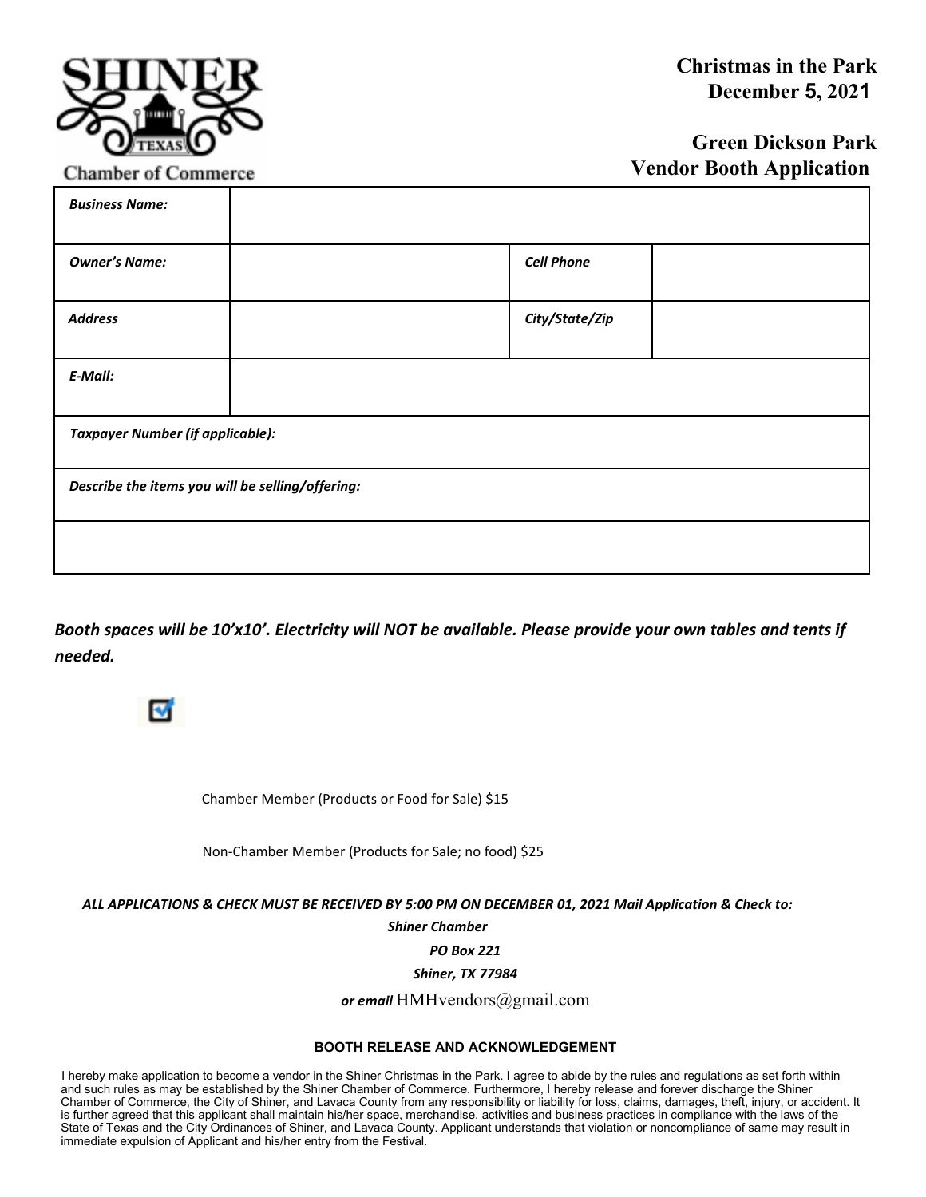**SHINER TEXAS Chamber of Commerce**

# Christmas in the Park
## December 5, 2021

## Green Dickson Park
## Vendor Booth Application

| ***Business Name:*** | | | |
|---|---|---|---|
| ***Owner's Name:*** | | ***Cell Phone*** | |
| ***Address*** | | ***City/State/Zip*** | |
| ***E-Mail:*** | | | |
| ***Taxpayer Number (if applicable):*** | | | |
| ***Describe the items you will be selling/offering:*** | | | |
| | | | |

***Booth spaces will be 10'x10'. Electricity will NOT be available. Please provide your own tables and tents if needed.***

☑

Chamber Member (Products or Food for Sale) $15

Non-Chamber Member (Products for Sale; no food) $25

***ALL APPLICATIONS & CHECK MUST BE RECEIVED BY 5:00 PM ON DECEMBER 01, 2021 Mail Application & Check to:***

***Shiner Chamber***

***PO Box 221***

***Shiner, TX 77984***

***or email*** HMHvendors@gmail.com

**BOOTH RELEASE AND ACKNOWLEDGEMENT**

I hereby make application to become a vendor in the Shiner Christmas in the Park. I agree to abide by the rules and regulations as set forth within and such rules as may be established by the Shiner Chamber of Commerce. Furthermore, I hereby release and forever discharge the Shiner Chamber of Commerce, the City of Shiner, and Lavaca County from any responsibility or liability for loss, claims, damages, theft, injury, or accident. It is further agreed that this applicant shall maintain his/her space, merchandise, activities and business practices in compliance with the laws of the State of Texas and the City Ordinances of Shiner, and Lavaca County. Applicant understands that violation or noncompliance of same may result in immediate expulsion of Applicant and his/her entry from the Festival.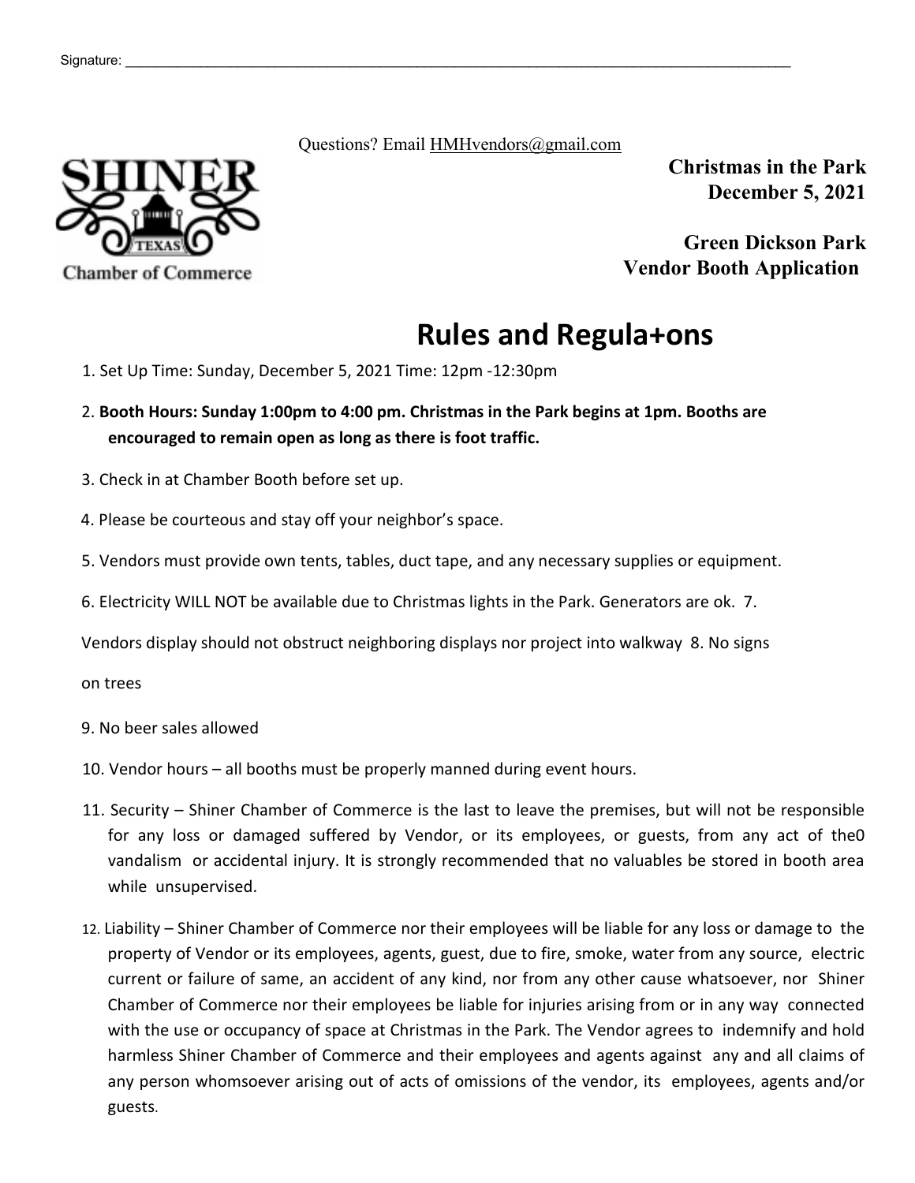Signature: ___________________________________________________________________________________________

Questions? Email HMHvendors@gmail.com

**Christmas in the Park**
**December 5, 2021**

**Green Dickson Park**
**Vendor Booth Application**

# Rules and Regula+ons

1. Set Up Time: Sunday, December 5, 2021 Time: 12pm -12:30pm
2. **Booth Hours: Sunday 1:00pm to 4:00 pm. Christmas in the Park begins at 1pm. Booths are encouraged to remain open as long as there is foot traffic.**
3. Check in at Chamber Booth before set up.
4. Please be courteous and stay off your neighbor's space.
5. Vendors must provide own tents, tables, duct tape, and any necessary supplies or equipment.
6. Electricity WILL NOT be available due to Christmas lights in the Park. Generators are ok.
7. Vendors display should not obstruct neighboring displays nor project into walkway
8. No signs on trees
9. No beer sales allowed
10. Vendor hours – all booths must be properly manned during event hours.
11. Security – Shiner Chamber of Commerce is the last to leave the premises, but will not be responsible for any loss or damaged suffered by Vendor, or its employees, or guests, from any act of the0 vandalism or accidental injury. It is strongly recommended that no valuables be stored in booth area while unsupervised.
12. Liability – Shiner Chamber of Commerce nor their employees will be liable for any loss or damage to the property of Vendor or its employees, agents, guest, due to fire, smoke, water from any source, electric current or failure of same, an accident of any kind, nor from any other cause whatsoever, nor Shiner Chamber of Commerce nor their employees be liable for injuries arising from or in any way connected with the use or occupancy of space at Christmas in the Park. The Vendor agrees to indemnify and hold harmless Shiner Chamber of Commerce and their employees and agents against any and all claims of any person whomsoever arising out of acts of omissions of the vendor, its employees, agents and/or guests.